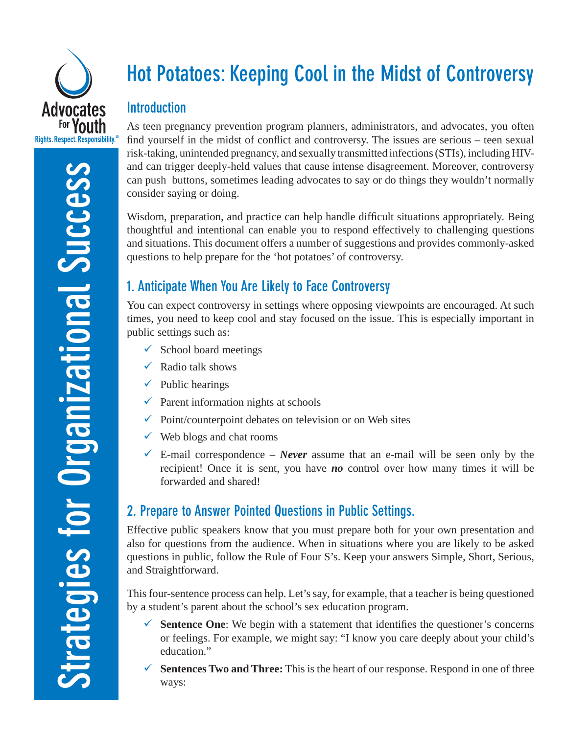# Hot Potatoes: Keeping Cool in the Midst of Controversy

## Introduction

As teen pregnancy prevention program planners, administrators, and advocates, you often find yourself in the midst of conflict and controversy. The issues are serious – teen sexual risk-taking, unintended pregnancy, and sexually transmitted infections (STIs), including HIV- and can trigger deeply-held values that cause intense disagreement. Moreover, controversy can push buttons, sometimes leading advocates to say or do things they wouldn't normally consider saying or doing.

Wisdom, preparation, and practice can help handle difficult situations appropriately. Being thoughtful and intentional can enable you to respond effectively to challenging questions and situations. This document offers a number of suggestions and provides commonly-asked questions to help prepare for the 'hot potatoes' of controversy.

## 1. Anticipate When You Are Likely to Face Controversy

You can expect controversy in settings where opposing viewpoints are encouraged. At such times, you need to keep cool and stay focused on the issue. This is especially important in public settings such as:

- ✓ School board meetings
- ✓ Radio talk shows
- ✓ Public hearings
- ✓ Parent information nights at schools
- ✓ Point/counterpoint debates on television or on Web sites
- ✓ Web blogs and chat rooms
- ✓ E-mail correspondence – ***Never*** assume that an e-mail will be seen only by the recipient! Once it is sent, you have ***no*** control over how many times it will be forwarded and shared!

## 2. Prepare to Answer Pointed Questions in Public Settings.

Effective public speakers know that you must prepare both for your own presentation and also for questions from the audience. When in situations where you are likely to be asked questions in public, follow the Rule of Four S's. Keep your answers Simple, Short, Serious, and Straightforward.

This four-sentence process can help. Let's say, for example, that a teacher is being questioned by a student's parent about the school's sex education program.

- ✓ **Sentence One**: We begin with a statement that identifies the questioner's concerns or feelings. For example, we might say: "I know you care deeply about your child's education."
- ✓ **Sentences Two and Three:** This is the heart of our response. Respond in one of three ways: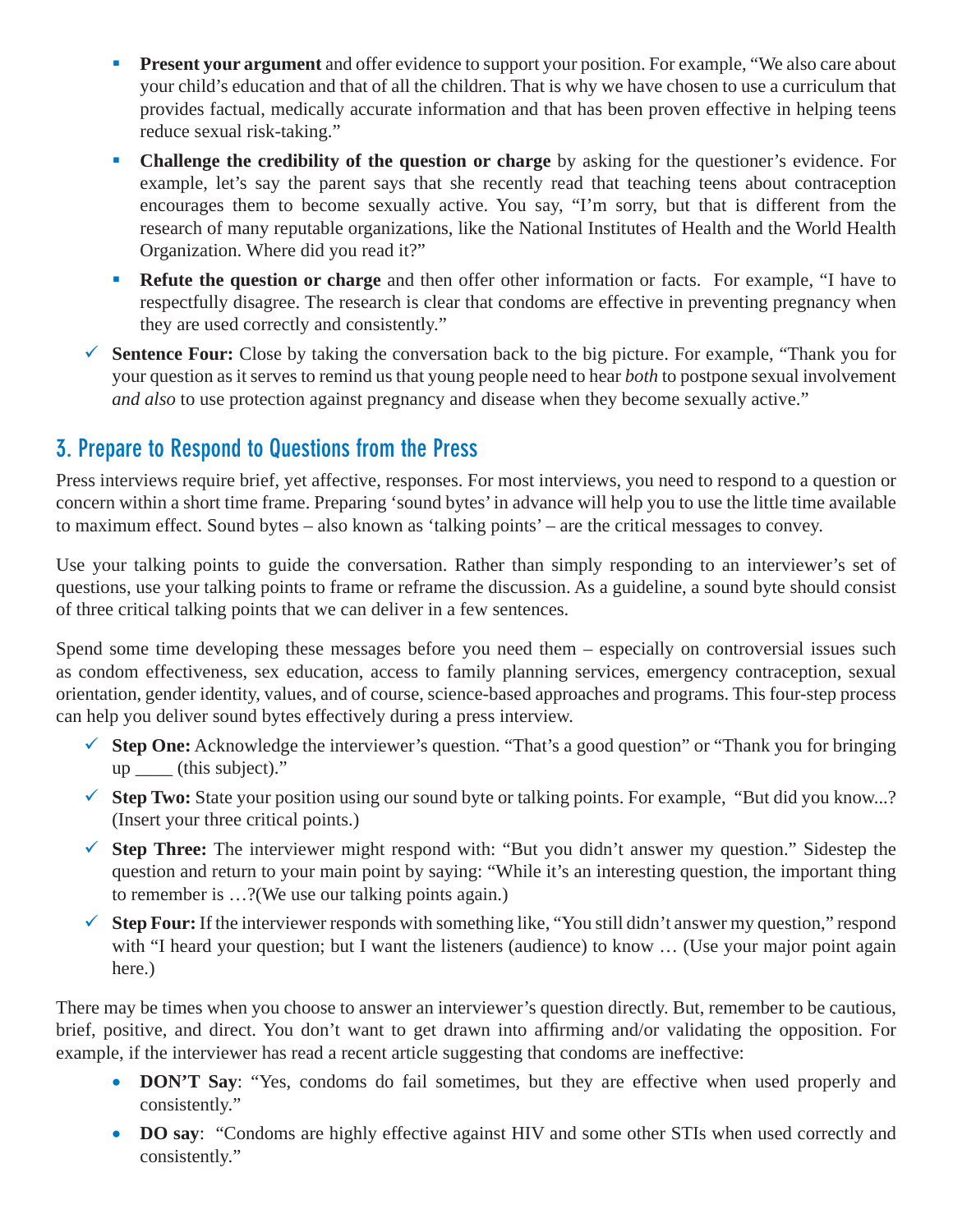- **Present your argument** and offer evidence to support your position. For example, "We also care about your child's education and that of all the children. That is why we have chosen to use a curriculum that provides factual, medically accurate information and that has been proven effective in helping teens reduce sexual risk-taking."
- **Challenge the credibility of the question or charge** by asking for the questioner's evidence. For example, let's say the parent says that she recently read that teaching teens about contraception encourages them to become sexually active. You say, "I'm sorry, but that is different from the research of many reputable organizations, like the National Institutes of Health and the World Health Organization. Where did you read it?"
- **Refute the question or charge** and then offer other information or facts. For example, "I have to respectfully disagree. The research is clear that condoms are effective in preventing pregnancy when they are used correctly and consistently."

✓ **Sentence Four:** Close by taking the conversation back to the big picture. For example, "Thank you for your question as it serves to remind us that young people need to hear *both* to postpone sexual involvement *and also* to use protection against pregnancy and disease when they become sexually active."

## 3. Prepare to Respond to Questions from the Press

Press interviews require brief, yet affective, responses. For most interviews, you need to respond to a question or concern within a short time frame. Preparing 'sound bytes' in advance will help you to use the little time available to maximum effect. Sound bytes – also known as 'talking points' – are the critical messages to convey.

Use your talking points to guide the conversation. Rather than simply responding to an interviewer's set of questions, use your talking points to frame or reframe the discussion. As a guideline, a sound byte should consist of three critical talking points that we can deliver in a few sentences.

Spend some time developing these messages before you need them – especially on controversial issues such as condom effectiveness, sex education, access to family planning services, emergency contraception, sexual orientation, gender identity, values, and of course, science-based approaches and programs. This four-step process can help you deliver sound bytes effectively during a press interview.

✓ **Step One:** Acknowledge the interviewer's question. "That's a good question" or "Thank you for bringing up ____ (this subject)."

✓ **Step Two:** State your position using our sound byte or talking points. For example, "But did you know...? (Insert your three critical points.)

✓ **Step Three:** The interviewer might respond with: "But you didn't answer my question." Sidestep the question and return to your main point by saying: "While it's an interesting question, the important thing to remember is …?(We use our talking points again.)

✓ **Step Four:** If the interviewer responds with something like, "You still didn't answer my question," respond with "I heard your question; but I want the listeners (audience) to know … (Use your major point again here.)

There may be times when you choose to answer an interviewer's question directly. But, remember to be cautious, brief, positive, and direct. You don't want to get drawn into affirming and/or validating the opposition. For example, if the interviewer has read a recent article suggesting that condoms are ineffective:

- **DON'T Say**: "Yes, condoms do fail sometimes, but they are effective when used properly and consistently."
- **DO say**: "Condoms are highly effective against HIV and some other STIs when used correctly and consistently."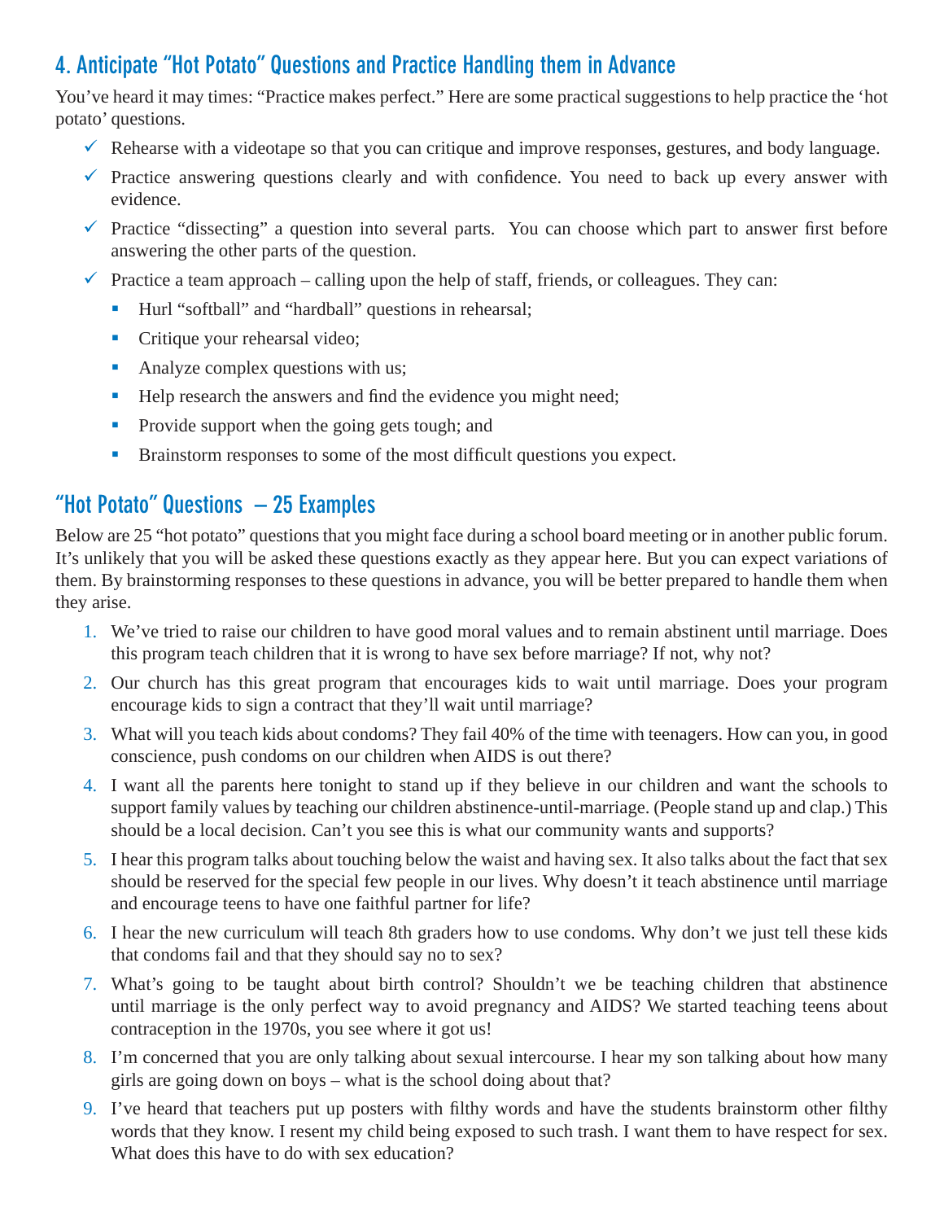## 4. Anticipate "Hot Potato" Questions and Practice Handling them in Advance

You've heard it may times: "Practice makes perfect." Here are some practical suggestions to help practice the 'hot potato' questions.

- ✓ Rehearse with a videotape so that you can critique and improve responses, gestures, and body language.
- ✓ Practice answering questions clearly and with confidence. You need to back up every answer with evidence.
- ✓ Practice "dissecting" a question into several parts. You can choose which part to answer first before answering the other parts of the question.
- ✓ Practice a team approach – calling upon the help of staff, friends, or colleagues. They can:
  - Hurl "softball" and "hardball" questions in rehearsal;
  - Critique your rehearsal video;
  - Analyze complex questions with us;
  - Help research the answers and find the evidence you might need;
  - Provide support when the going gets tough; and
  - Brainstorm responses to some of the most difficult questions you expect.

## "Hot Potato" Questions – 25 Examples

Below are 25 "hot potato" questions that you might face during a school board meeting or in another public forum. It's unlikely that you will be asked these questions exactly as they appear here. But you can expect variations of them. By brainstorming responses to these questions in advance, you will be better prepared to handle them when they arise.

1. We've tried to raise our children to have good moral values and to remain abstinent until marriage. Does this program teach children that it is wrong to have sex before marriage? If not, why not?
2. Our church has this great program that encourages kids to wait until marriage. Does your program encourage kids to sign a contract that they'll wait until marriage?
3. What will you teach kids about condoms? They fail 40% of the time with teenagers. How can you, in good conscience, push condoms on our children when AIDS is out there?
4. I want all the parents here tonight to stand up if they believe in our children and want the schools to support family values by teaching our children abstinence-until-marriage. (People stand up and clap.) This should be a local decision. Can't you see this is what our community wants and supports?
5. I hear this program talks about touching below the waist and having sex. It also talks about the fact that sex should be reserved for the special few people in our lives. Why doesn't it teach abstinence until marriage and encourage teens to have one faithful partner for life?
6. I hear the new curriculum will teach 8th graders how to use condoms. Why don't we just tell these kids that condoms fail and that they should say no to sex?
7. What's going to be taught about birth control? Shouldn't we be teaching children that abstinence until marriage is the only perfect way to avoid pregnancy and AIDS? We started teaching teens about contraception in the 1970s, you see where it got us!
8. I'm concerned that you are only talking about sexual intercourse. I hear my son talking about how many girls are going down on boys – what is the school doing about that?
9. I've heard that teachers put up posters with filthy words and have the students brainstorm other filthy words that they know. I resent my child being exposed to such trash. I want them to have respect for sex. What does this have to do with sex education?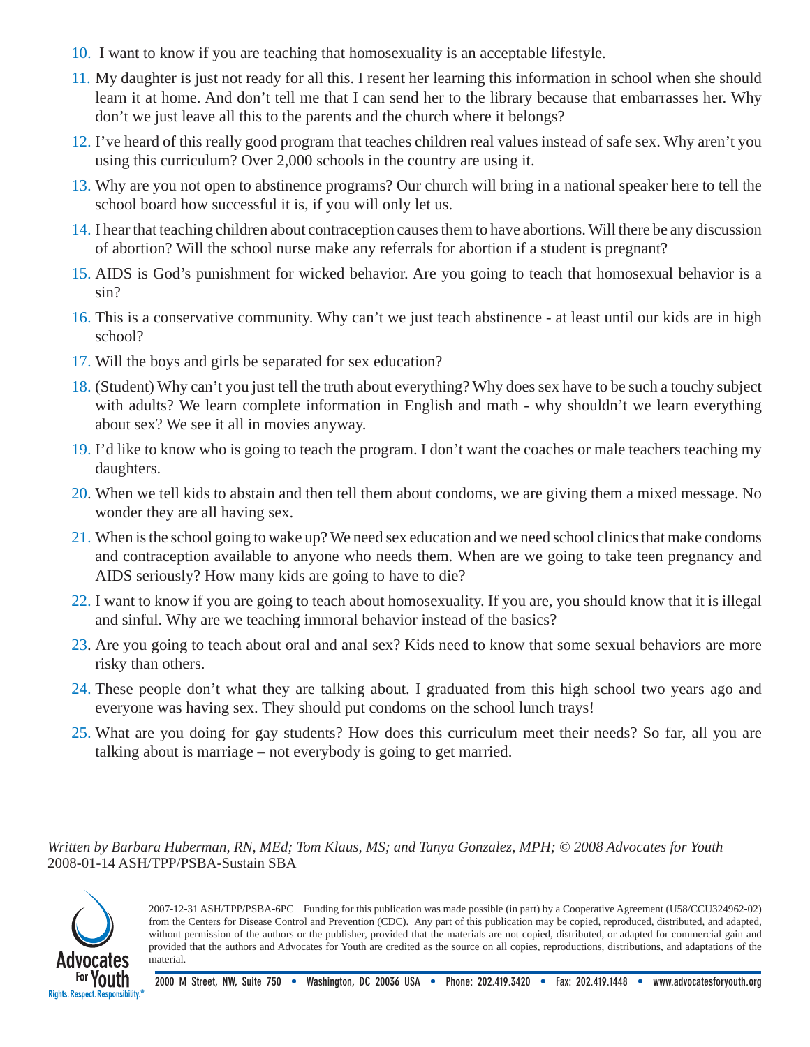10. I want to know if you are teaching that homosexuality is an acceptable lifestyle.
11. My daughter is just not ready for all this. I resent her learning this information in school when she should learn it at home. And don't tell me that I can send her to the library because that embarrasses her. Why don't we just leave all this to the parents and the church where it belongs?
12. I've heard of this really good program that teaches children real values instead of safe sex. Why aren't you using this curriculum? Over 2,000 schools in the country are using it.
13. Why are you not open to abstinence programs? Our church will bring in a national speaker here to tell the school board how successful it is, if you will only let us.
14. I hear that teaching children about contraception causes them to have abortions. Will there be any discussion of abortion? Will the school nurse make any referrals for abortion if a student is pregnant?
15. AIDS is God's punishment for wicked behavior. Are you going to teach that homosexual behavior is a sin?
16. This is a conservative community. Why can't we just teach abstinence - at least until our kids are in high school?
17. Will the boys and girls be separated for sex education?
18. (Student) Why can't you just tell the truth about everything? Why does sex have to be such a touchy subject with adults? We learn complete information in English and math - why shouldn't we learn everything about sex? We see it all in movies anyway.
19. I'd like to know who is going to teach the program. I don't want the coaches or male teachers teaching my daughters.
20. When we tell kids to abstain and then tell them about condoms, we are giving them a mixed message. No wonder they are all having sex.
21. When is the school going to wake up? We need sex education and we need school clinics that make condoms and contraception available to anyone who needs them. When are we going to take teen pregnancy and AIDS seriously? How many kids are going to have to die?
22. I want to know if you are going to teach about homosexuality. If you are, you should know that it is illegal and sinful. Why are we teaching immoral behavior instead of the basics?
23. Are you going to teach about oral and anal sex? Kids need to know that some sexual behaviors are more risky than others.
24. These people don't what they are talking about. I graduated from this high school two years ago and everyone was having sex. They should put condoms on the school lunch trays!
25. What are you doing for gay students? How does this curriculum meet their needs? So far, all you are talking about is marriage – not everybody is going to get married.

*Written by Barbara Huberman, RN, MEd; Tom Klaus, MS; and Tanya Gonzalez, MPH; © 2008 Advocates for Youth*
2008-01-14 ASH/TPP/PSBA-Sustain SBA

Advocates For Youth
Rights. Respect. Responsibility.®

2007-12-31 ASH/TPP/PSBA-6PC Funding for this publication was made possible (in part) by a Cooperative Agreement (U58/CCU324962-02) from the Centers for Disease Control and Prevention (CDC). Any part of this publication may be copied, reproduced, distributed, and adapted, without permission of the authors or the publisher, provided that the materials are not copied, distributed, or adapted for commercial gain and provided that the authors and Advocates for Youth are credited as the source on all copies, reproductions, distributions, and adaptations of the material.

2000 M Street, NW, Suite 750 • Washington, DC 20036 USA • Phone: 202.419.3420 • Fax: 202.419.1448 • www.advocatesforyouth.org